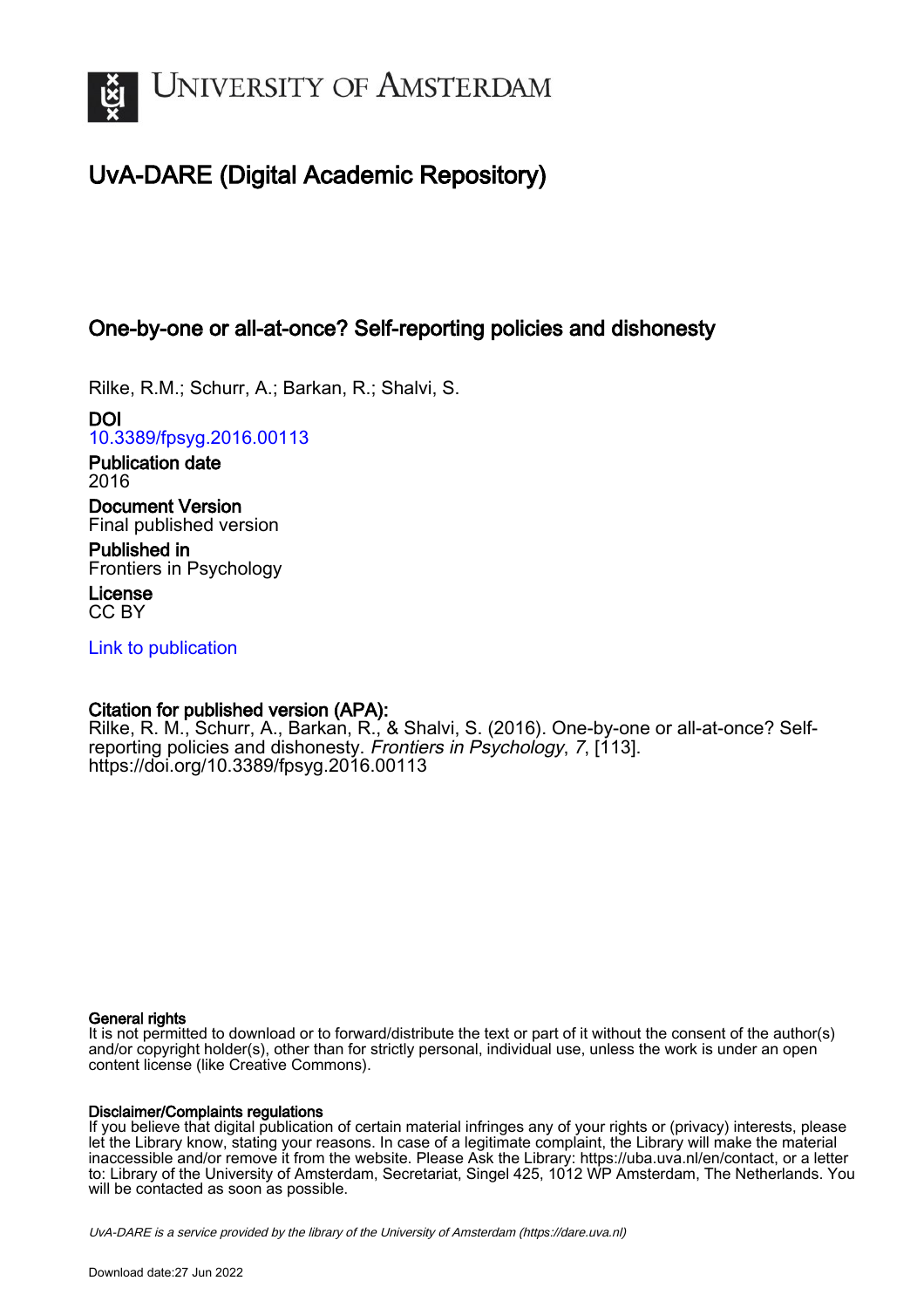UNIVERSITY OF AMSTERDAM

# UvA-DARE (Digital Academic Repository)

## One-by-one or all-at-once? Self-reporting policies and dishonesty

Rilke, R.M.; Schurr, A.; Barkan, R.; Shalvi, S.

**DOI**
10.3389/fpsyg.2016.00113

**Publication date**
2016

**Document Version**
Final published version

**Published in**
Frontiers in Psychology

**License**
CC BY

Link to publication

**Citation for published version (APA):**
Rilke, R. M., Schurr, A., Barkan, R., & Shalvi, S. (2016). One-by-one or all-at-once? Self-reporting policies and dishonesty. *Frontiers in Psychology*, *7*, [113]. https://doi.org/10.3389/fpsyg.2016.00113

**General rights**
It is not permitted to download or to forward/distribute the text or part of it without the consent of the author(s) and/or copyright holder(s), other than for strictly personal, individual use, unless the work is under an open content license (like Creative Commons).

**Disclaimer/Complaints regulations**
If you believe that digital publication of certain material infringes any of your rights or (privacy) interests, please let the Library know, stating your reasons. In case of a legitimate complaint, the Library will make the material inaccessible and/or remove it from the website. Please Ask the Library: https://uba.uva.nl/en/contact, or a letter to: Library of the University of Amsterdam, Secretariat, Singel 425, 1012 WP Amsterdam, The Netherlands. You will be contacted as soon as possible.

*UvA-DARE is a service provided by the library of the University of Amsterdam (https://dare.uva.nl)*

Download date:27 Jun 2022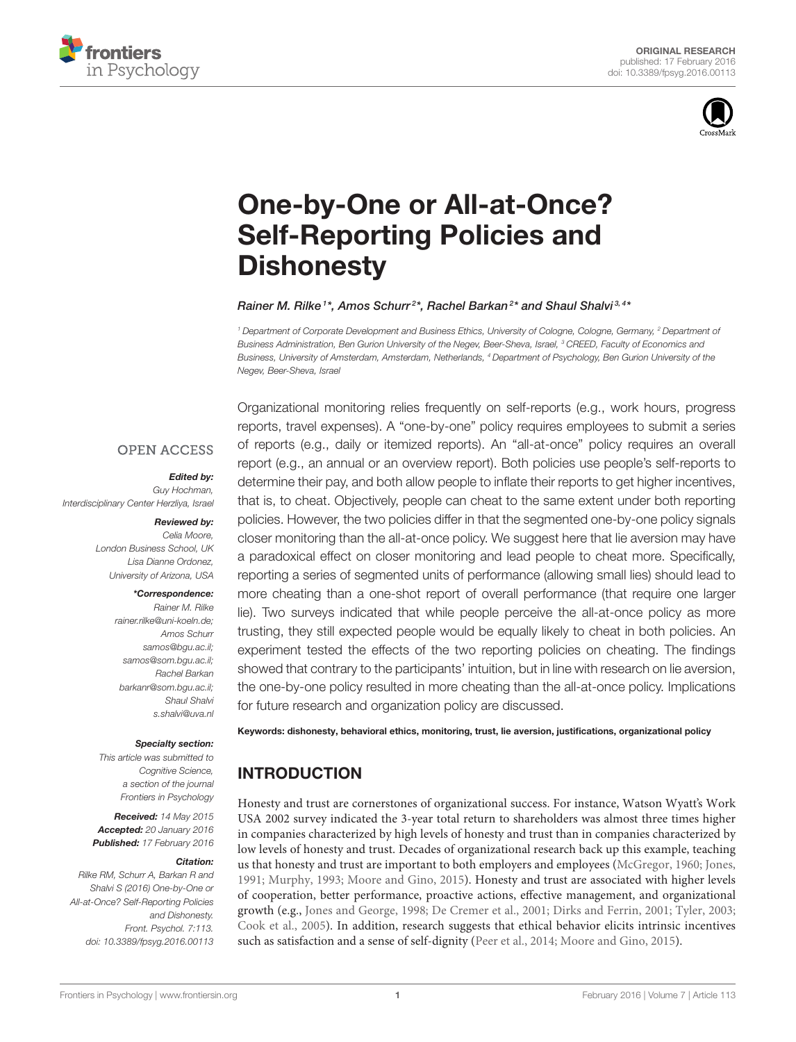# One-by-One or All-at-Once? Self-Reporting Policies and Dishonesty

Rainer M. Rilke[1]*, Amos Schurr[2]*, Rachel Barkan[2]* and Shaul Shalvi[3,4]*

[1] Department of Corporate Development and Business Ethics, University of Cologne, Cologne, Germany, [2] Department of Business Administration, Ben Gurion University of the Negev, Beer-Sheva, Israel, [3] CREED, Faculty of Economics and Business, University of Amsterdam, Amsterdam, Netherlands, [4] Department of Psychology, Ben Gurion University of the Negev, Beer-Sheva, Israel

OPEN ACCESS

***Edited by:***
*Guy Hochman,*
*Interdisciplinary Center Herzliya, Israel*

***Reviewed by:***
*Celia Moore,*
*London Business School, UK*
*Lisa Dianne Ordonez,*
*University of Arizona, USA*

***\*Correspondence:***
*Rainer M. Rilke*
*rainer.rilke@uni-koeln.de;*
*Amos Schurr*
*samos@bgu.ac.il;*
*samos@som.bgu.ac.il;*
*Rachel Barkan*
*barkanr@som.bgu.ac.il;*
*Shaul Shalvi*
*s.shalvi@uva.nl*

***Specialty section:***
*This article was submitted to Cognitive Science, a section of the journal Frontiers in Psychology*

***Received:*** *14 May 2015*
***Accepted:*** *20 January 2016*
***Published:*** *17 February 2016*

***Citation:***
*Rilke RM, Schurr A, Barkan R and Shalvi S (2016) One-by-One or All-at-Once? Self-Reporting Policies and Dishonesty. Front. Psychol. 7:113. doi: 10.3389/fpsyg.2016.00113*

Organizational monitoring relies frequently on self-reports (e.g., work hours, progress reports, travel expenses). A "one-by-one" policy requires employees to submit a series of reports (e.g., daily or itemized reports). An "all-at-once" policy requires an overall report (e.g., an annual or an overview report). Both policies use people's self-reports to determine their pay, and both allow people to inflate their reports to get higher incentives, that is, to cheat. Objectively, people can cheat to the same extent under both reporting policies. However, the two policies differ in that the segmented one-by-one policy signals closer monitoring than the all-at-once policy. We suggest here that lie aversion may have a paradoxical effect on closer monitoring and lead people to cheat more. Specifically, reporting a series of segmented units of performance (allowing small lies) should lead to more cheating than a one-shot report of overall performance (that require one larger lie). Two surveys indicated that while people perceive the all-at-once policy as more trusting, they still expected people would be equally likely to cheat in both policies. An experiment tested the effects of the two reporting policies on cheating. The findings showed that contrary to the participants' intuition, but in line with research on lie aversion, the one-by-one policy resulted in more cheating than the all-at-once policy. Implications for future research and organization policy are discussed.

**Keywords: dishonesty, behavioral ethics, monitoring, trust, lie aversion, justifications, organizational policy**

## INTRODUCTION

Honesty and trust are cornerstones of organizational success. For instance, Watson Wyatt's Work USA 2002 survey indicated the 3-year total return to shareholders was almost three times higher in companies characterized by high levels of honesty and trust than in companies characterized by low levels of honesty and trust. Decades of organizational research back up this example, teaching us that honesty and trust are important to both employers and employees (McGregor, 1960; Jones, 1991; Murphy, 1993; Moore and Gino, 2015). Honesty and trust are associated with higher levels of cooperation, better performance, proactive actions, effective management, and organizational growth (e.g., Jones and George, 1998; De Cremer et al., 2001; Dirks and Ferrin, 2001; Tyler, 2003; Cook et al., 2005). In addition, research suggests that ethical behavior elicits intrinsic incentives such as satisfaction and a sense of self-dignity (Peer et al., 2014; Moore and Gino, 2015).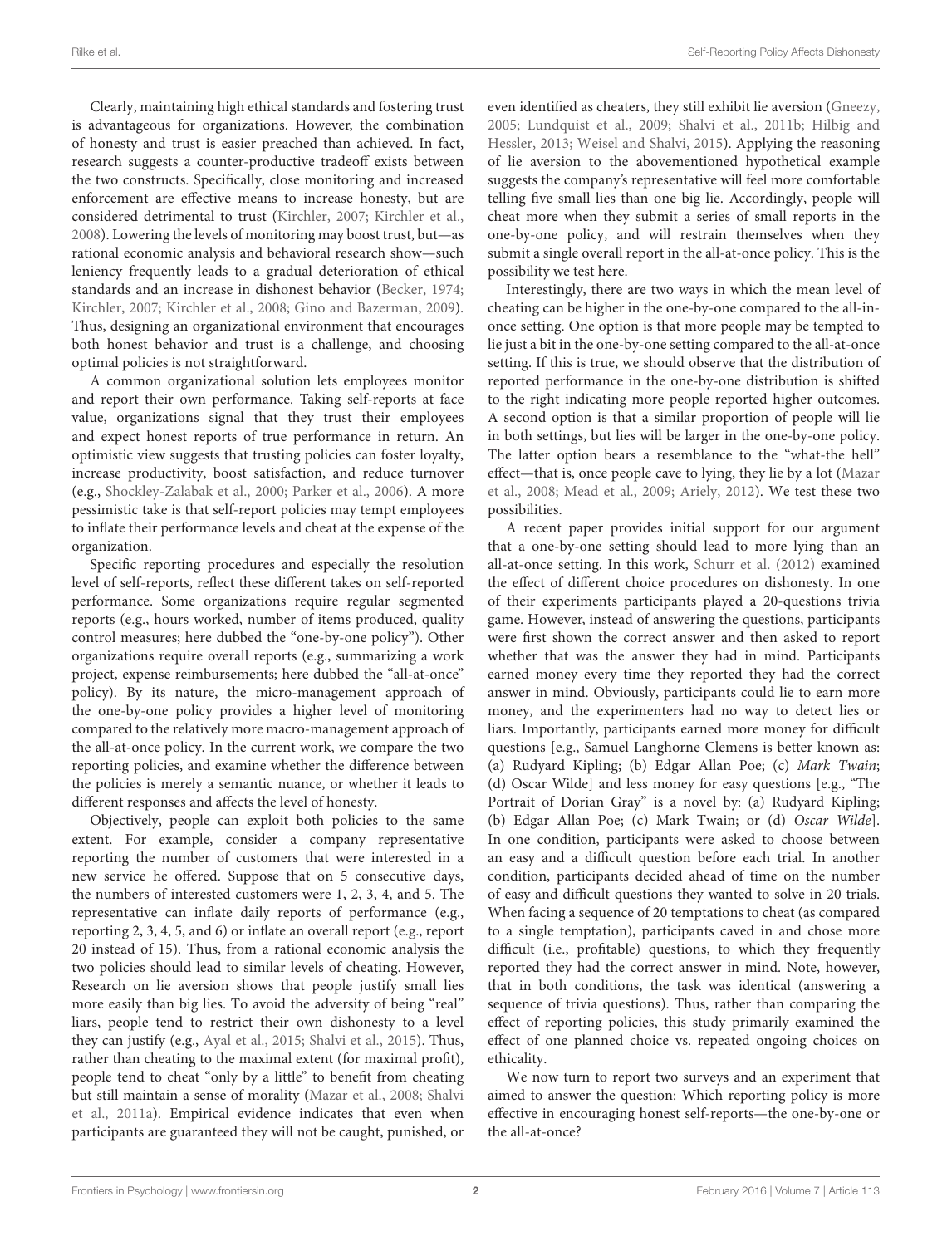Clearly, maintaining high ethical standards and fostering trust is advantageous for organizations. However, the combination of honesty and trust is easier preached than achieved. In fact, research suggests a counter-productive tradeoff exists between the two constructs. Specifically, close monitoring and increased enforcement are effective means to increase honesty, but are considered detrimental to trust (Kirchler, 2007; Kirchler et al., 2008). Lowering the levels of monitoring may boost trust, but—as rational economic analysis and behavioral research show—such leniency frequently leads to a gradual deterioration of ethical standards and an increase in dishonest behavior (Becker, 1974; Kirchler, 2007; Kirchler et al., 2008; Gino and Bazerman, 2009). Thus, designing an organizational environment that encourages both honest behavior and trust is a challenge, and choosing optimal policies is not straightforward.

A common organizational solution lets employees monitor and report their own performance. Taking self-reports at face value, organizations signal that they trust their employees and expect honest reports of true performance in return. An optimistic view suggests that trusting policies can foster loyalty, increase productivity, boost satisfaction, and reduce turnover (e.g., Shockley-Zalabak et al., 2000; Parker et al., 2006). A more pessimistic take is that self-report policies may tempt employees to inflate their performance levels and cheat at the expense of the organization.

Specific reporting procedures and especially the resolution level of self-reports, reflect these different takes on self-reported performance. Some organizations require regular segmented reports (e.g., hours worked, number of items produced, quality control measures; here dubbed the "one-by-one policy"). Other organizations require overall reports (e.g., summarizing a work project, expense reimbursements; here dubbed the "all-at-once" policy). By its nature, the micro-management approach of the one-by-one policy provides a higher level of monitoring compared to the relatively more macro-management approach of the all-at-once policy. In the current work, we compare the two reporting policies, and examine whether the difference between the policies is merely a semantic nuance, or whether it leads to different responses and affects the level of honesty.

Objectively, people can exploit both policies to the same extent. For example, consider a company representative reporting the number of customers that were interested in a new service he offered. Suppose that on 5 consecutive days, the numbers of interested customers were 1, 2, 3, 4, and 5. The representative can inflate daily reports of performance (e.g., reporting 2, 3, 4, 5, and 6) or inflate an overall report (e.g., report 20 instead of 15). Thus, from a rational economic analysis the two policies should lead to similar levels of cheating. However, Research on lie aversion shows that people justify small lies more easily than big lies. To avoid the adversity of being "real" liars, people tend to restrict their own dishonesty to a level they can justify (e.g., Ayal et al., 2015; Shalvi et al., 2015). Thus, rather than cheating to the maximal extent (for maximal profit), people tend to cheat "only by a little" to benefit from cheating but still maintain a sense of morality (Mazar et al., 2008; Shalvi et al., 2011a). Empirical evidence indicates that even when participants are guaranteed they will not be caught, punished, or even identified as cheaters, they still exhibit lie aversion (Gneezy, 2005; Lundquist et al., 2009; Shalvi et al., 2011b; Hilbig and Hessler, 2013; Weisel and Shalvi, 2015). Applying the reasoning of lie aversion to the abovementioned hypothetical example suggests the company's representative will feel more comfortable telling five small lies than one big lie. Accordingly, people will cheat more when they submit a series of small reports in the one-by-one policy, and will restrain themselves when they submit a single overall report in the all-at-once policy. This is the possibility we test here.

Interestingly, there are two ways in which the mean level of cheating can be higher in the one-by-one compared to the all-in-once setting. One option is that more people may be tempted to lie just a bit in the one-by-one setting compared to the all-at-once setting. If this is true, we should observe that the distribution of reported performance in the one-by-one distribution is shifted to the right indicating more people reported higher outcomes. A second option is that a similar proportion of people will lie in both settings, but lies will be larger in the one-by-one policy. The latter option bears a resemblance to the "what-the hell" effect—that is, once people cave to lying, they lie by a lot (Mazar et al., 2008; Mead et al., 2009; Ariely, 2012). We test these two possibilities.

A recent paper provides initial support for our argument that a one-by-one setting should lead to more lying than an all-at-once setting. In this work, Schurr et al. (2012) examined the effect of different choice procedures on dishonesty. In one of their experiments participants played a 20-questions trivia game. However, instead of answering the questions, participants were first shown the correct answer and then asked to report whether that was the answer they had in mind. Participants earned money every time they reported they had the correct answer in mind. Obviously, participants could lie to earn more money, and the experimenters had no way to detect lies or liars. Importantly, participants earned more money for difficult questions [e.g., Samuel Langhorne Clemens is better known as: (a) Rudyard Kipling; (b) Edgar Allan Poe; (c) *Mark Twain*; (d) Oscar Wilde] and less money for easy questions [e.g., "The Portrait of Dorian Gray" is a novel by: (a) Rudyard Kipling; (b) Edgar Allan Poe; (c) Mark Twain; or (d) *Oscar Wilde*]. In one condition, participants were asked to choose between an easy and a difficult question before each trial. In another condition, participants decided ahead of time on the number of easy and difficult questions they wanted to solve in 20 trials. When facing a sequence of 20 temptations to cheat (as compared to a single temptation), participants caved in and chose more difficult (i.e., profitable) questions, to which they frequently reported they had the correct answer in mind. Note, however, that in both conditions, the task was identical (answering a sequence of trivia questions). Thus, rather than comparing the effect of reporting policies, this study primarily examined the effect of one planned choice vs. repeated ongoing choices on ethicality.

We now turn to report two surveys and an experiment that aimed to answer the question: Which reporting policy is more effective in encouraging honest self-reports—the one-by-one or the all-at-once?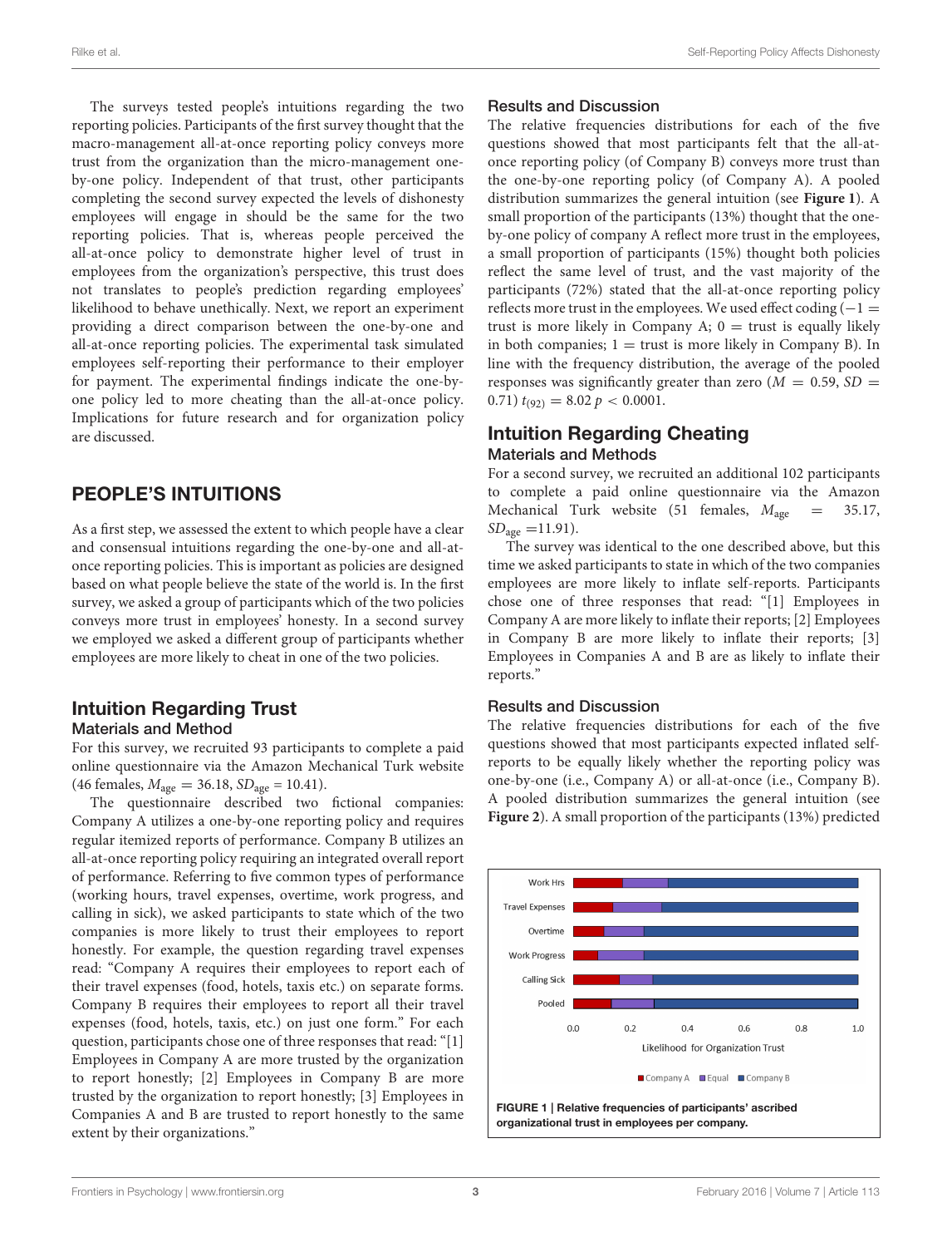The surveys tested people's intuitions regarding the two reporting policies. Participants of the first survey thought that the macro-management all-at-once reporting policy conveys more trust from the organization than the micro-management one-by-one policy. Independent of that trust, other participants completing the second survey expected the levels of dishonesty employees will engage in should be the same for the two reporting policies. That is, whereas people perceived the all-at-once policy to demonstrate higher level of trust in employees from the organization's perspective, this trust does not translates to people's prediction regarding employees' likelihood to behave unethically. Next, we report an experiment providing a direct comparison between the one-by-one and all-at-once reporting policies. The experimental task simulated employees self-reporting their performance to their employer for payment. The experimental findings indicate the one-by-one policy led to more cheating than the all-at-once policy. Implications for future research and for organization policy are discussed.

## PEOPLE'S INTUITIONS

As a first step, we assessed the extent to which people have a clear and consensual intuitions regarding the one-by-one and all-at-once reporting policies. This is important as policies are designed based on what people believe the state of the world is. In the first survey, we asked a group of participants which of the two policies conveys more trust in employees' honesty. In a second survey we employed we asked a different group of participants whether employees are more likely to cheat in one of the two policies.

### Intuition Regarding Trust

#### Materials and Method

For this survey, we recruited 93 participants to complete a paid online questionnaire via the Amazon Mechanical Turk website (46 females, $M_{\text{age}} = 36.18$, $SD_{\text{age}} = 10.41$).

The questionnaire described two fictional companies: Company A utilizes a one-by-one reporting policy and requires regular itemized reports of performance. Company B utilizes an all-at-once reporting policy requiring an integrated overall report of performance. Referring to five common types of performance (working hours, travel expenses, overtime, work progress, and calling in sick), we asked participants to state which of the two companies is more likely to trust their employees to report honestly. For example, the question regarding travel expenses read: "Company A requires their employees to report each of their travel expenses (food, hotels, taxis etc.) on separate forms. Company B requires their employees to report all their travel expenses (food, hotels, taxis, etc.) on just one form." For each question, participants chose one of three responses that read: "[1] Employees in Company A are more trusted by the organization to report honestly; [2] Employees in Company B are more trusted by the organization to report honestly; [3] Employees in Companies A and B are trusted to report honestly to the same extent by their organizations."

#### Results and Discussion

The relative frequencies distributions for each of the five questions showed that most participants felt that the all-at-once reporting policy (of Company B) conveys more trust than the one-by-one reporting policy (of Company A). A pooled distribution summarizes the general intuition (see **Figure 1**). A small proportion of the participants (13%) thought that the one-by-one policy of company A reflect more trust in the employees, a small proportion of participants (15%) thought both policies reflect the same level of trust, and the vast majority of the participants (72%) stated that the all-at-once reporting policy reflects more trust in the employees. We used effect coding ($-1$ = trust is more likely in Company A; $0$ = trust is equally likely in both companies; $1$ = trust is more likely in Company B). In line with the frequency distribution, the average of the pooled responses was significantly greater than zero ($M = 0.59$, $SD = 0.71$) $t_{(92)} = 8.02$ $p < 0.0001$.

**FIGURE 1 | Relative frequencies of participants' ascribed organizational trust in employees per company.**

### Intuition Regarding Cheating

#### Materials and Methods

For a second survey, we recruited an additional 102 participants to complete a paid online questionnaire via the Amazon Mechanical Turk website (51 females, $M_{\text{age}} = 35.17$, $SD_{\text{age}} = 11.91$).

The survey was identical to the one described above, but this time we asked participants to state in which of the two companies employees are more likely to inflate self-reports. Participants chose one of three responses that read: "[1] Employees in Company A are more likely to inflate their reports; [2] Employees in Company B are more likely to inflate their reports; [3] Employees in Companies A and B are as likely to inflate their reports."

#### Results and Discussion

The relative frequencies distributions for each of the five questions showed that most participants expected inflated self-reports to be equally likely whether the reporting policy was one-by-one (i.e., Company A) or all-at-once (i.e., Company B). A pooled distribution summarizes the general intuition (see **Figure 2**). A small proportion of the participants (13%) predicted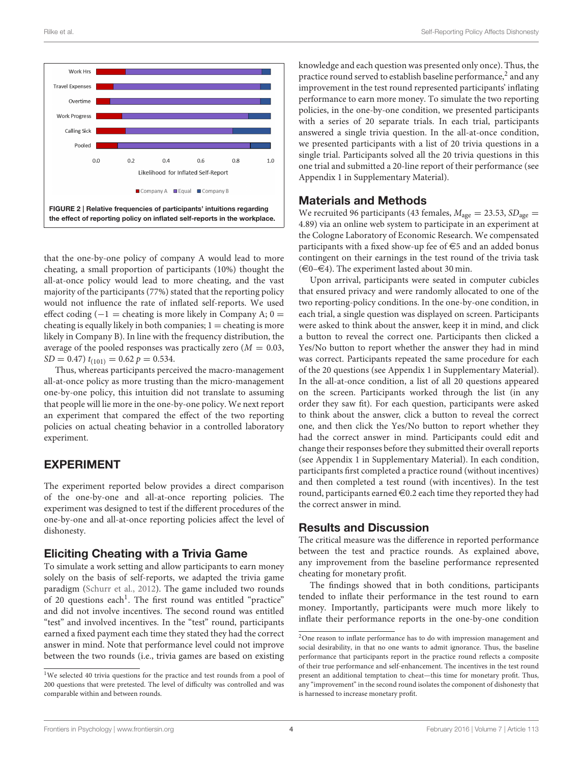FIGURE 2 | Relative frequencies of participants' intuitions regarding the effect of reporting policy on inflated self-reports in the workplace.

that the one-by-one policy of company A would lead to more cheating, a small proportion of participants (10%) thought the all-at-once policy would lead to more cheating, and the vast majority of the participants (77%) stated that the reporting policy would not influence the rate of inflated self-reports. We used effect coding (−1 = cheating is more likely in Company A; 0 = cheating is equally likely in both companies; 1 = cheating is more likely in Company B). In line with the frequency distribution, the average of the pooled responses was practically zero ($M = 0.03$, $SD = 0.47$) $t_{(101)} = 0.62$ $p = 0.534$.

Thus, whereas participants perceived the macro-management all-at-once policy as more trusting than the micro-management one-by-one policy, this intuition did not translate to assuming that people will lie more in the one-by-one policy. We next report an experiment that compared the effect of the two reporting policies on actual cheating behavior in a controlled laboratory experiment.

## EXPERIMENT

The experiment reported below provides a direct comparison of the one-by-one and all-at-once reporting policies. The experiment was designed to test if the different procedures of the one-by-one and all-at-once reporting policies affect the level of dishonesty.

### Eliciting Cheating with a Trivia Game

To simulate a work setting and allow participants to earn money solely on the basis of self-reports, we adapted the trivia game paradigm (Schurr et al., 2012). The game included two rounds of 20 questions each[1]. The first round was entitled "practice" and did not involve incentives. The second round was entitled "test" and involved incentives. In the "test" round, participants earned a fixed payment each time they stated they had the correct answer in mind. Note that performance level could not improve between the two rounds (i.e., trivia games are based on existing knowledge and each question was presented only once). Thus, the practice round served to establish baseline performance,[2] and any improvement in the test round represented participants' inflating performance to earn more money. To simulate the two reporting policies, in the one-by-one condition, we presented participants with a series of 20 separate trials. In each trial, participants answered a single trivia question. In the all-at-once condition, we presented participants with a list of 20 trivia questions in a single trial. Participants solved all the 20 trivia questions in this one trial and submitted a 20-line report of their performance (see Appendix 1 in Supplementary Material).

### Materials and Methods

We recruited 96 participants (43 females, $M_{age} = 23.53$, $SD_{age} = 4.89$) via an online web system to participate in an experiment at the Cologne Laboratory of Economic Research. We compensated participants with a fixed show-up fee of €5 and an added bonus contingent on their earnings in the test round of the trivia task (€0–€4). The experiment lasted about 30 min.

Upon arrival, participants were seated in computer cubicles that ensured privacy and were randomly allocated to one of the two reporting-policy conditions. In the one-by-one condition, in each trial, a single question was displayed on screen. Participants were asked to think about the answer, keep it in mind, and click a button to reveal the correct one. Participants then clicked a Yes/No button to report whether the answer they had in mind was correct. Participants repeated the same procedure for each of the 20 questions (see Appendix 1 in Supplementary Material). In the all-at-once condition, a list of all 20 questions appeared on the screen. Participants worked through the list (in any order they saw fit). For each question, participants were asked to think about the answer, click a button to reveal the correct one, and then click the Yes/No button to report whether they had the correct answer in mind. Participants could edit and change their responses before they submitted their overall reports (see Appendix 1 in Supplementary Material). In each condition, participants first completed a practice round (without incentives) and then completed a test round (with incentives). In the test round, participants earned €0.2 each time they reported they had the correct answer in mind.

### Results and Discussion

The critical measure was the difference in reported performance between the test and practice rounds. As explained above, any improvement from the baseline performance represented cheating for monetary profit.

The findings showed that in both conditions, participants tended to inflate their performance in the test round to earn money. Importantly, participants were much more likely to inflate their performance reports in the one-by-one condition

[1] We selected 40 trivia questions for the practice and test rounds from a pool of 200 questions that were pretested. The level of difficulty was controlled and was comparable within and between rounds.

[2] One reason to inflate performance has to do with impression management and social desirability, in that no one wants to admit ignorance. Thus, the baseline performance that participants report in the practice round reflects a composite of their true performance and self-enhancement. The incentives in the test round present an additional temptation to cheat—this time for monetary profit. Thus, any "improvement" in the second round isolates the component of dishonesty that is harnessed to increase monetary profit.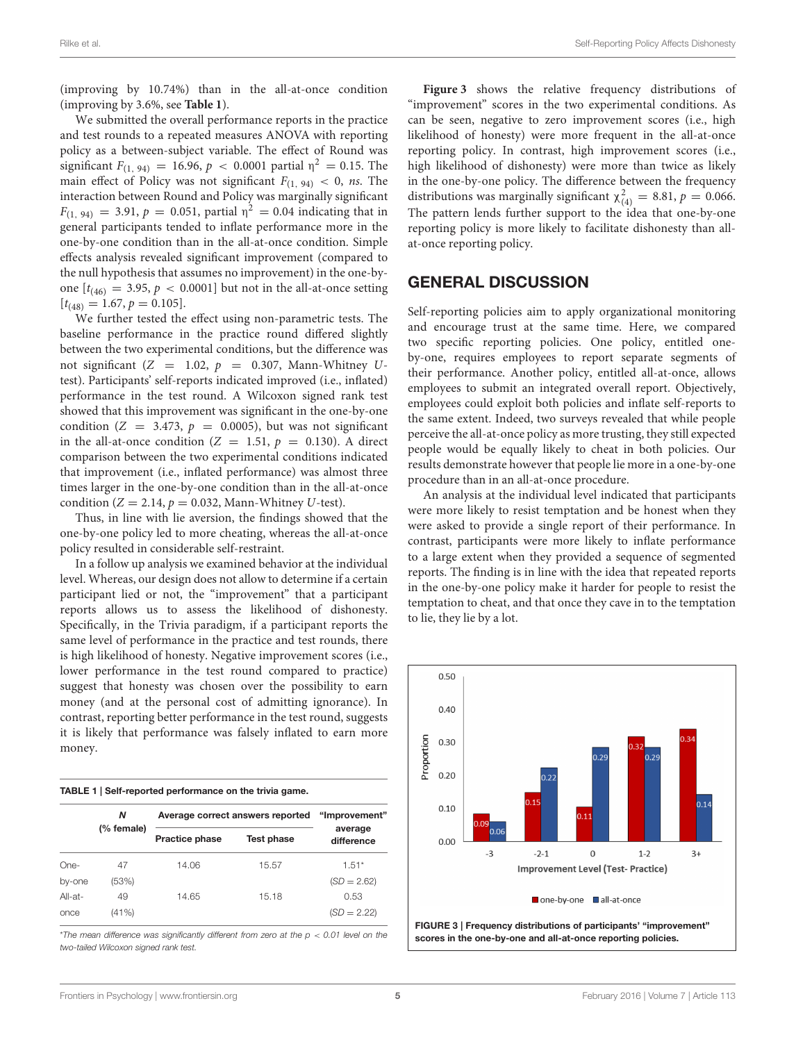(improving by 10.74%) than in the all-at-once condition (improving by 3.6%, see **Table 1**).

We submitted the overall performance reports in the practice and test rounds to a repeated measures ANOVA with reporting policy as a between-subject variable. The effect of Round was significant $F_{(1, 94)} = 16.96$, $p < 0.0001$ partial $\eta^2 = 0.15$. The main effect of Policy was not significant $F_{(1, 94)} < 0$, *ns*. The interaction between Round and Policy was marginally significant $F_{(1, 94)} = 3.91$, $p = 0.051$, partial $\eta^2 = 0.04$ indicating that in general participants tended to inflate performance more in the one-by-one condition than in the all-at-once condition. Simple effects analysis revealed significant improvement (compared to the null hypothesis that assumes no improvement) in the one-by-one [$t_{(46)} = 3.95$, $p < 0.0001$] but not in the all-at-once setting [$t_{(48)} = 1.67$, $p = 0.105$].

We further tested the effect using non-parametric tests. The baseline performance in the practice round differed slightly between the two experimental conditions, but the difference was not significant ($Z = 1.02$, $p = 0.307$, Mann-Whitney *U*-test). Participants' self-reports indicated improved (i.e., inflated) performance in the test round. A Wilcoxon signed rank test showed that this improvement was significant in the one-by-one condition ($Z = 3.473$, $p = 0.0005$), but was not significant in the all-at-once condition ($Z = 1.51$, $p = 0.130$). A direct comparison between the two experimental conditions indicated that improvement (i.e., inflated performance) was almost three times larger in the one-by-one condition than in the all-at-once condition ($Z = 2.14$, $p = 0.032$, Mann-Whitney *U*-test).

Thus, in line with lie aversion, the findings showed that the one-by-one policy led to more cheating, whereas the all-at-once policy resulted in considerable self-restraint.

In a follow up analysis we examined behavior at the individual level. Whereas, our design does not allow to determine if a certain participant lied or not, the "improvement" that a participant reports allows us to assess the likelihood of dishonesty. Specifically, in the Trivia paradigm, if a participant reports the same level of performance in the practice and test rounds, there is high likelihood of honesty. Negative improvement scores (i.e., lower performance in the test round compared to practice) suggest that honesty was chosen over the possibility to earn money (and at the personal cost of admitting ignorance). In contrast, reporting better performance in the test round, suggests it is likely that performance was falsely inflated to earn more money.

**TABLE 1 | Self-reported performance on the trivia game.**

| | *N* (% female) | Average correct answers reported | | "Improvement" average difference |
|---|---|---|---|---|
| | | **Practice phase** | **Test phase** | |
| One-by-one | 47 (53%) | 14.06 | 15.57 | 1.51* (*SD* = 2.62) |
| All-at-once | 49 (41%) | 14.65 | 15.18 | 0.53 (*SD* = 2.22) |

*\*The mean difference was significantly different from zero at the $p < 0.01$ level on the two-tailed Wilcoxon signed rank test.*

**Figure 3** shows the relative frequency distributions of "improvement" scores in the two experimental conditions. As can be seen, negative to zero improvement scores (i.e., high likelihood of honesty) were more frequent in the all-at-once reporting policy. In contrast, high improvement scores (i.e., high likelihood of dishonesty) were more than twice as likely in the one-by-one policy. The difference between the frequency distributions was marginally significant $\chi^2_{(4)} = 8.81$, $p = 0.066$. The pattern lends further support to the idea that one-by-one reporting policy is more likely to facilitate dishonesty than all-at-once reporting policy.

## GENERAL DISCUSSION

Self-reporting policies aim to apply organizational monitoring and encourage trust at the same time. Here, we compared two specific reporting policies. One policy, entitled one-by-one, requires employees to report separate segments of their performance. Another policy, entitled all-at-once, allows employees to submit an integrated overall report. Objectively, employees could exploit both policies and inflate self-reports to the same extent. Indeed, two surveys revealed that while people perceive the all-at-once policy as more trusting, they still expected people would be equally likely to cheat in both policies. Our results demonstrate however that people lie more in a one-by-one procedure than in an all-at-once procedure.

An analysis at the individual level indicated that participants were more likely to resist temptation and be honest when they were asked to provide a single report of their performance. In contrast, participants were more likely to inflate performance to a large extent when they provided a sequence of segmented reports. The finding is in line with the idea that repeated reports in the one-by-one policy make it harder for people to resist the temptation to cheat, and that once they cave in to the temptation to lie, they lie by a lot.

**FIGURE 3 | Frequency distributions of participants' "improvement" scores in the one-by-one and all-at-once reporting policies.**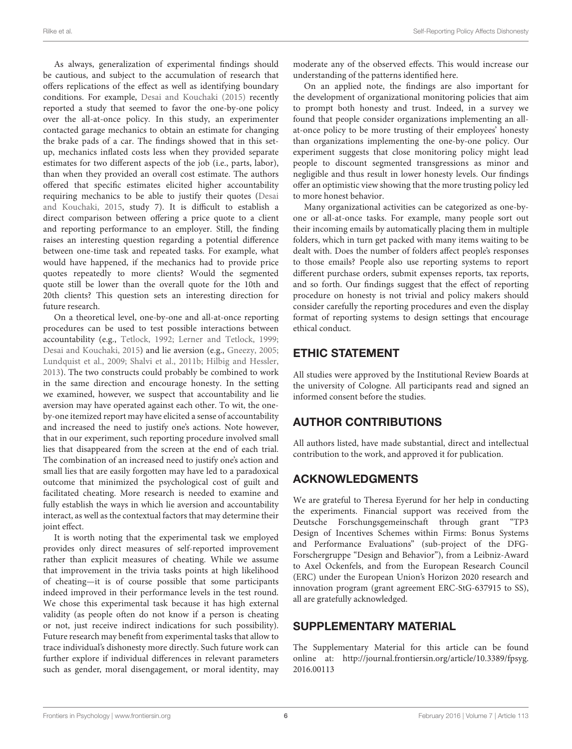As always, generalization of experimental findings should be cautious, and subject to the accumulation of research that offers replications of the effect as well as identifying boundary conditions. For example, Desai and Kouchaki (2015) recently reported a study that seemed to favor the one-by-one policy over the all-at-once policy. In this study, an experimenter contacted garage mechanics to obtain an estimate for changing the brake pads of a car. The findings showed that in this set-up, mechanics inflated costs less when they provided separate estimates for two different aspects of the job (i.e., parts, labor), than when they provided an overall cost estimate. The authors offered that specific estimates elicited higher accountability requiring mechanics to be able to justify their quotes (Desai and Kouchaki, 2015, study 7). It is difficult to establish a direct comparison between offering a price quote to a client and reporting performance to an employer. Still, the finding raises an interesting question regarding a potential difference between one-time task and repeated tasks. For example, what would have happened, if the mechanics had to provide price quotes repeatedly to more clients? Would the segmented quote still be lower than the overall quote for the 10th and 20th clients? This question sets an interesting direction for future research.

On a theoretical level, one-by-one and all-at-once reporting procedures can be used to test possible interactions between accountability (e.g., Tetlock, 1992; Lerner and Tetlock, 1999; Desai and Kouchaki, 2015) and lie aversion (e.g., Gneezy, 2005; Lundquist et al., 2009; Shalvi et al., 2011b; Hilbig and Hessler, 2013). The two constructs could probably be combined to work in the same direction and encourage honesty. In the setting we examined, however, we suspect that accountability and lie aversion may have operated against each other. To wit, the one-by-one itemized report may have elicited a sense of accountability and increased the need to justify one's actions. Note however, that in our experiment, such reporting procedure involved small lies that disappeared from the screen at the end of each trial. The combination of an increased need to justify one's action and small lies that are easily forgotten may have led to a paradoxical outcome that minimized the psychological cost of guilt and facilitated cheating. More research is needed to examine and fully establish the ways in which lie aversion and accountability interact, as well as the contextual factors that may determine their joint effect.

It is worth noting that the experimental task we employed provides only direct measures of self-reported improvement rather than explicit measures of cheating. While we assume that improvement in the trivia tasks points at high likelihood of cheating—it is of course possible that some participants indeed improved in their performance levels in the test round. We chose this experimental task because it has high external validity (as people often do not know if a person is cheating or not, just receive indirect indications for such possibility). Future research may benefit from experimental tasks that allow to trace individual's dishonesty more directly. Such future work can further explore if individual differences in relevant parameters such as gender, moral disengagement, or moral identity, may moderate any of the observed effects. This would increase our understanding of the patterns identified here.

On an applied note, the findings are also important for the development of organizational monitoring policies that aim to prompt both honesty and trust. Indeed, in a survey we found that people consider organizations implementing an all-at-once policy to be more trusting of their employees' honesty than organizations implementing the one-by-one policy. Our experiment suggests that close monitoring policy might lead people to discount segmented transgressions as minor and negligible and thus result in lower honesty levels. Our findings offer an optimistic view showing that the more trusting policy led to more honest behavior.

Many organizational activities can be categorized as one-by-one or all-at-once tasks. For example, many people sort out their incoming emails by automatically placing them in multiple folders, which in turn get packed with many items waiting to be dealt with. Does the number of folders affect people's responses to those emails? People also use reporting systems to report different purchase orders, submit expenses reports, tax reports, and so forth. Our findings suggest that the effect of reporting procedure on honesty is not trivial and policy makers should consider carefully the reporting procedures and even the display format of reporting systems to design settings that encourage ethical conduct.

## ETHIC STATEMENT

All studies were approved by the Institutional Review Boards at the university of Cologne. All participants read and signed an informed consent before the studies.

## AUTHOR CONTRIBUTIONS

All authors listed, have made substantial, direct and intellectual contribution to the work, and approved it for publication.

## ACKNOWLEDGMENTS

We are grateful to Theresa Eyerund for her help in conducting the experiments. Financial support was received from the Deutsche Forschungsgemeinschaft through grant "TP3 Design of Incentives Schemes within Firms: Bonus Systems and Performance Evaluations" (sub-project of the DFG-Forschergruppe "Design and Behavior"), from a Leibniz-Award to Axel Ockenfels, and from the European Research Council (ERC) under the European Union's Horizon 2020 research and innovation program (grant agreement ERC-StG-637915 to SS), all are gratefully acknowledged.

## SUPPLEMENTARY MATERIAL

The Supplementary Material for this article can be found online at: http://journal.frontiersin.org/article/10.3389/fpsyg.2016.00113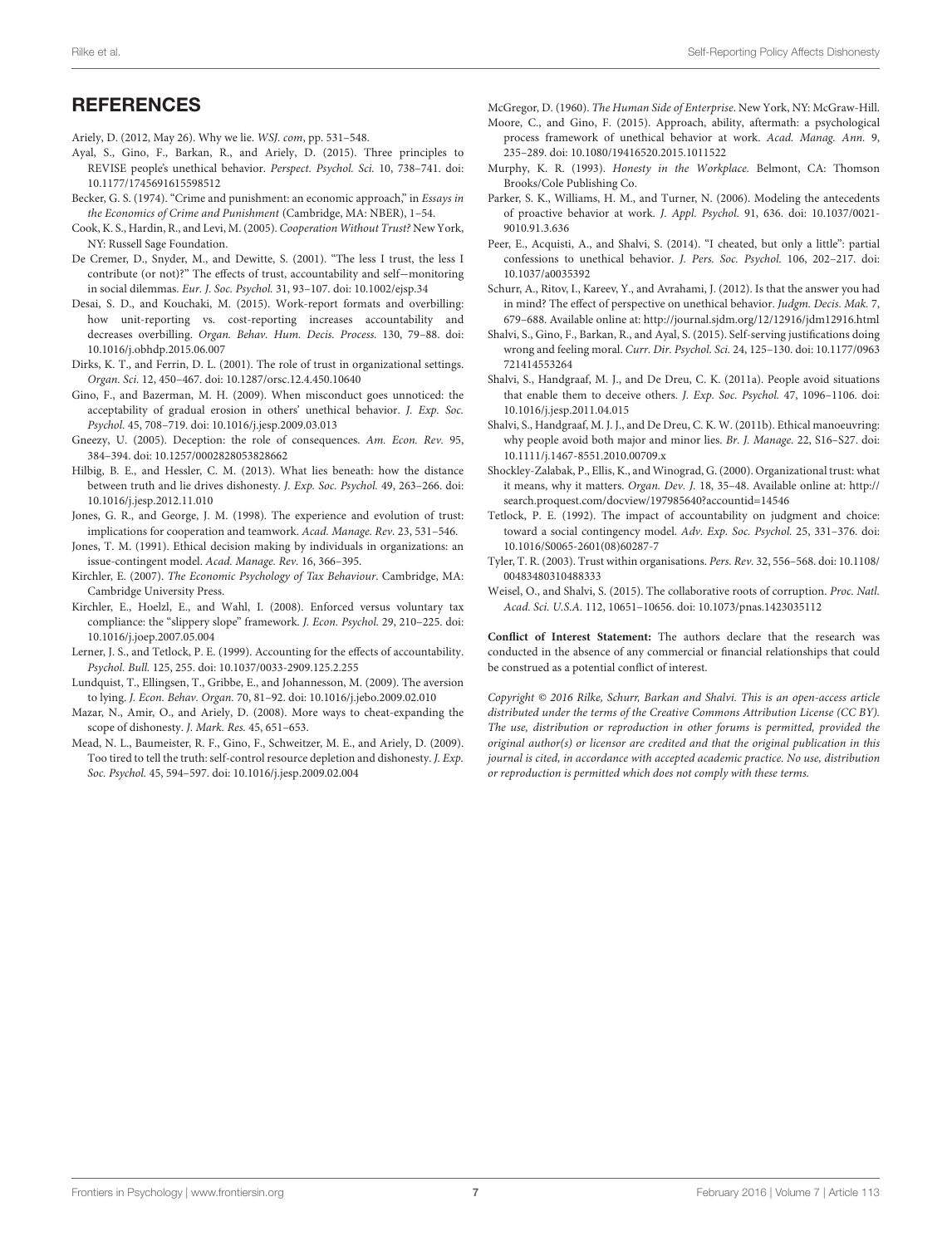## REFERENCES

Ariely, D. (2012, May 26). Why we lie. *WSJ. com*, pp. 531–548.

Ayal, S., Gino, F., Barkan, R., and Ariely, D. (2015). Three principles to REVISE people's unethical behavior. *Perspect. Psychol. Sci.* 10, 738–741. doi: 10.1177/1745691615598512

Becker, G. S. (1974). "Crime and punishment: an economic approach," in *Essays in the Economics of Crime and Punishment* (Cambridge, MA: NBER), 1–54.

Cook, K. S., Hardin, R., and Levi, M. (2005). *Cooperation Without Trust?* New York, NY: Russell Sage Foundation.

De Cremer, D., Snyder, M., and Dewitte, S. (2001). "The less I trust, the less I contribute (or not)?" The effects of trust, accountability and self−monitoring in social dilemmas. *Eur. J. Soc. Psychol.* 31, 93–107. doi: 10.1002/ejsp.34

Desai, S. D., and Kouchaki, M. (2015). Work-report formats and overbilling: how unit-reporting vs. cost-reporting increases accountability and decreases overbilling. *Organ. Behav. Hum. Decis. Process.* 130, 79–88. doi: 10.1016/j.obhdp.2015.06.007

Dirks, K. T., and Ferrin, D. L. (2001). The role of trust in organizational settings. *Organ. Sci.* 12, 450–467. doi: 10.1287/orsc.12.4.450.10640

Gino, F., and Bazerman, M. H. (2009). When misconduct goes unnoticed: the acceptability of gradual erosion in others' unethical behavior. *J. Exp. Soc. Psychol.* 45, 708–719. doi: 10.1016/j.jesp.2009.03.013

Gneezy, U. (2005). Deception: the role of consequences. *Am. Econ. Rev.* 95, 384–394. doi: 10.1257/0002828053828662

Hilbig, B. E., and Hessler, C. M. (2013). What lies beneath: how the distance between truth and lie drives dishonesty. *J. Exp. Soc. Psychol.* 49, 263–266. doi: 10.1016/j.jesp.2012.11.010

Jones, G. R., and George, J. M. (1998). The experience and evolution of trust: implications for cooperation and teamwork. *Acad. Manage. Rev.* 23, 531–546.

Jones, T. M. (1991). Ethical decision making by individuals in organizations: an issue-contingent model. *Acad. Manage. Rev.* 16, 366–395.

Kirchler, E. (2007). *The Economic Psychology of Tax Behaviour*. Cambridge, MA: Cambridge University Press.

Kirchler, E., Hoelzl, E., and Wahl, I. (2008). Enforced versus voluntary tax compliance: the "slippery slope" framework. *J. Econ. Psychol.* 29, 210–225. doi: 10.1016/j.joep.2007.05.004

Lerner, J. S., and Tetlock, P. E. (1999). Accounting for the effects of accountability. *Psychol. Bull.* 125, 255. doi: 10.1037/0033-2909.125.2.255

Lundquist, T., Ellingsen, T., Gribbe, E., and Johannesson, M. (2009). The aversion to lying. *J. Econ. Behav. Organ.* 70, 81–92. doi: 10.1016/j.jebo.2009.02.010

Mazar, N., Amir, O., and Ariely, D. (2008). More ways to cheat-expanding the scope of dishonesty. *J. Mark. Res.* 45, 651–653.

Mead, N. L., Baumeister, R. F., Gino, F., Schweitzer, M. E., and Ariely, D. (2009). Too tired to tell the truth: self-control resource depletion and dishonesty. *J. Exp. Soc. Psychol.* 45, 594–597. doi: 10.1016/j.jesp.2009.02.004

McGregor, D. (1960). *The Human Side of Enterprise*. New York, NY: McGraw-Hill.

Moore, C., and Gino, F. (2015). Approach, ability, aftermath: a psychological process framework of unethical behavior at work. *Acad. Manag. Ann.* 9, 235–289. doi: 10.1080/19416520.2015.1011522

Murphy, K. R. (1993). *Honesty in the Workplace*. Belmont, CA: Thomson Brooks/Cole Publishing Co.

Parker, S. K., Williams, H. M., and Turner, N. (2006). Modeling the antecedents of proactive behavior at work. *J. Appl. Psychol.* 91, 636. doi: 10.1037/0021-9010.91.3.636

Peer, E., Acquisti, A., and Shalvi, S. (2014). "I cheated, but only a little": partial confessions to unethical behavior. *J. Pers. Soc. Psychol.* 106, 202–217. doi: 10.1037/a0035392

Schurr, A., Ritov, I., Kareev, Y., and Avrahami, J. (2012). Is that the answer you had in mind? The effect of perspective on unethical behavior. *Judgm. Decis. Mak.* 7, 679–688. Available online at: http://journal.sjdm.org/12/12916/jdm12916.html

Shalvi, S., Gino, F., Barkan, R., and Ayal, S. (2015). Self-serving justifications doing wrong and feeling moral. *Curr. Dir. Psychol. Sci.* 24, 125–130. doi: 10.1177/0963721414553264

Shalvi, S., Handgraaf, M. J., and De Dreu, C. K. (2011a). People avoid situations that enable them to deceive others. *J. Exp. Soc. Psychol.* 47, 1096–1106. doi: 10.1016/j.jesp.2011.04.015

Shalvi, S., Handgraaf, M. J. J., and De Dreu, C. K. W. (2011b). Ethical manoeuvring: why people avoid both major and minor lies. *Br. J. Manage.* 22, S16–S27. doi: 10.1111/j.1467-8551.2010.00709.x

Shockley-Zalabak, P., Ellis, K., and Winograd, G. (2000). Organizational trust: what it means, why it matters. *Organ. Dev. J.* 18, 35–48. Available online at: http://search.proquest.com/docview/197985640?accountid=14546

Tetlock, P. E. (1992). The impact of accountability on judgment and choice: toward a social contingency model. *Adv. Exp. Soc. Psychol.* 25, 331–376. doi: 10.1016/S0065-2601(08)60287-7

Tyler, T. R. (2003). Trust within organisations. *Pers. Rev.* 32, 556–568. doi: 10.1108/00483480310488333

Weisel, O., and Shalvi, S. (2015). The collaborative roots of corruption. *Proc. Natl. Acad. Sci. U.S.A.* 112, 10651–10656. doi: 10.1073/pnas.1423035112

**Conflict of Interest Statement:** The authors declare that the research was conducted in the absence of any commercial or financial relationships that could be construed as a potential conflict of interest.

*Copyright © 2016 Rilke, Schurr, Barkan and Shalvi. This is an open-access article distributed under the terms of the Creative Commons Attribution License (CC BY). The use, distribution or reproduction in other forums is permitted, provided the original author(s) or licensor are credited and that the original publication in this journal is cited, in accordance with accepted academic practice. No use, distribution or reproduction is permitted which does not comply with these terms.*